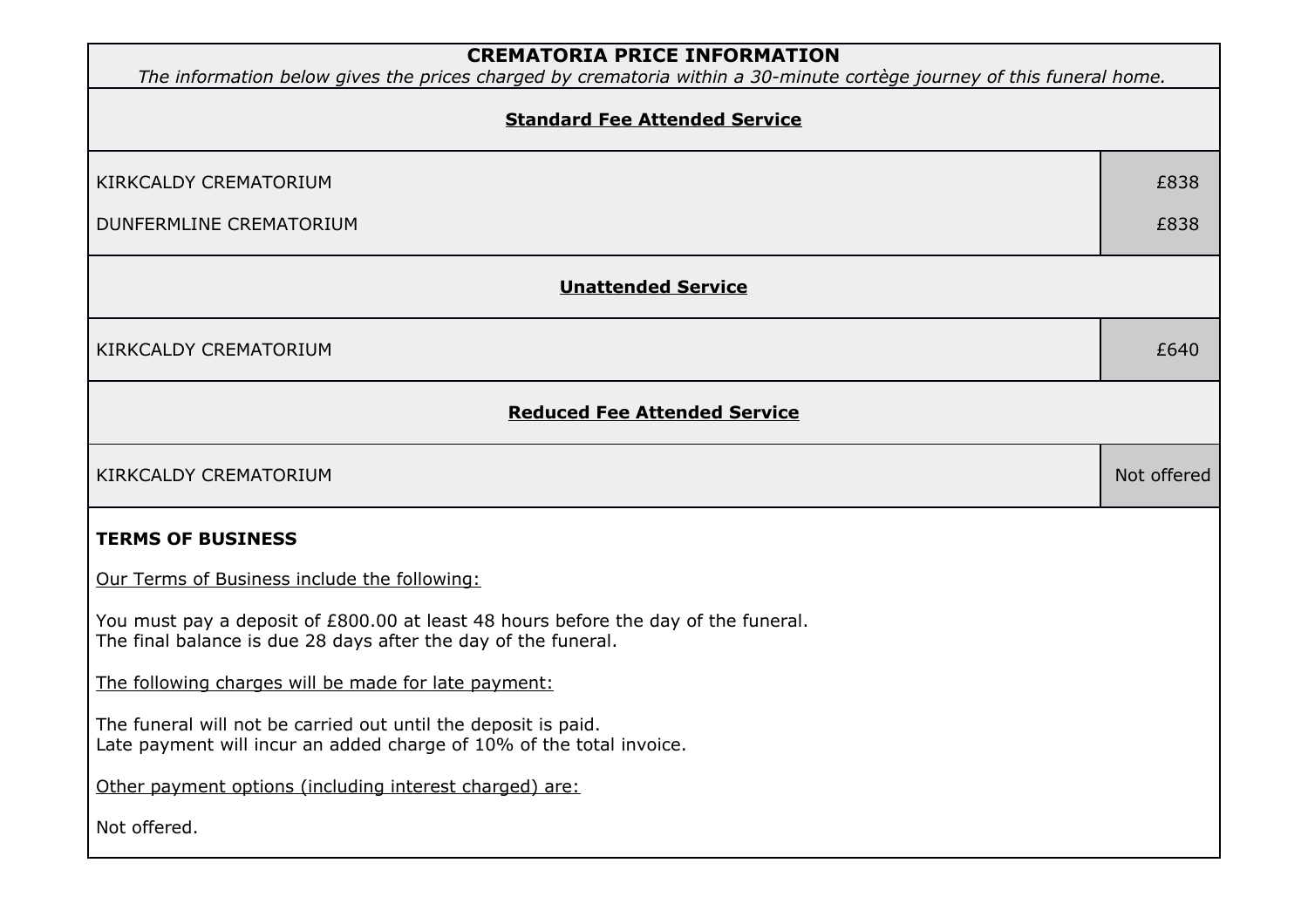# CREMATORIA PRICE INFORMATION

*The information below gives the prices charged by crematoria within a 30-minute cortège journey of this funeral home.*

| **Standard Fee Attended Service** | |
|---|---|
| KIRKCALDY CREMATORIUM | £838 |
| DUNFERMLINE CREMATORIUM | £838 |
| **Unattended Service** | |
| KIRKCALDY CREMATORIUM | £640 |
| **Reduced Fee Attended Service** | |
| KIRKCALDY CREMATORIUM | Not offered |

**TERMS OF BUSINESS**

Our Terms of Business include the following:

You must pay a deposit of £800.00 at least 48 hours before the day of the funeral.
The final balance is due 28 days after the day of the funeral.

The following charges will be made for late payment:

The funeral will not be carried out until the deposit is paid.
Late payment will incur an added charge of 10% of the total invoice.

Other payment options (including interest charged) are:

Not offered.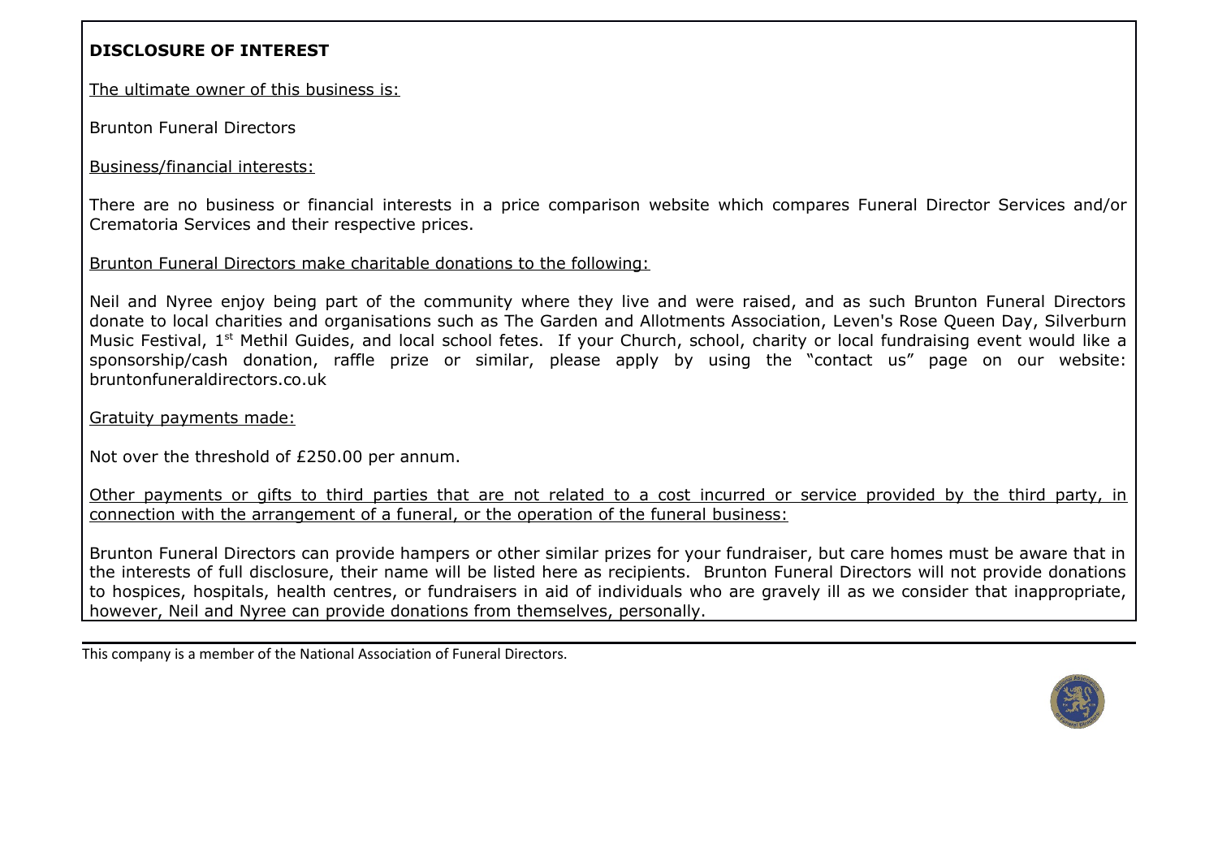**DISCLOSURE OF INTEREST**

The ultimate owner of this business is:

Brunton Funeral Directors

Business/financial interests:

There are no business or financial interests in a price comparison website which compares Funeral Director Services and/or Crematoria Services and their respective prices.

Brunton Funeral Directors make charitable donations to the following:

Neil and Nyree enjoy being part of the community where they live and were raised, and as such Brunton Funeral Directors donate to local charities and organisations such as The Garden and Allotments Association, Leven's Rose Queen Day, Silverburn Music Festival, 1st Methil Guides, and local school fetes. If your Church, school, charity or local fundraising event would like a sponsorship/cash donation, raffle prize or similar, please apply by using the "contact us" page on our website: bruntonfuneraldirectors.co.uk

Gratuity payments made:

Not over the threshold of £250.00 per annum.

Other payments or gifts to third parties that are not related to a cost incurred or service provided by the third party, in connection with the arrangement of a funeral, or the operation of the funeral business:

Brunton Funeral Directors can provide hampers or other similar prizes for your fundraiser, but care homes must be aware that in the interests of full disclosure, their name will be listed here as recipients. Brunton Funeral Directors will not provide donations to hospices, hospitals, health centres, or fundraisers in aid of individuals who are gravely ill as we consider that inappropriate, however, Neil and Nyree can provide donations from themselves, personally.

This company is a member of the National Association of Funeral Directors.